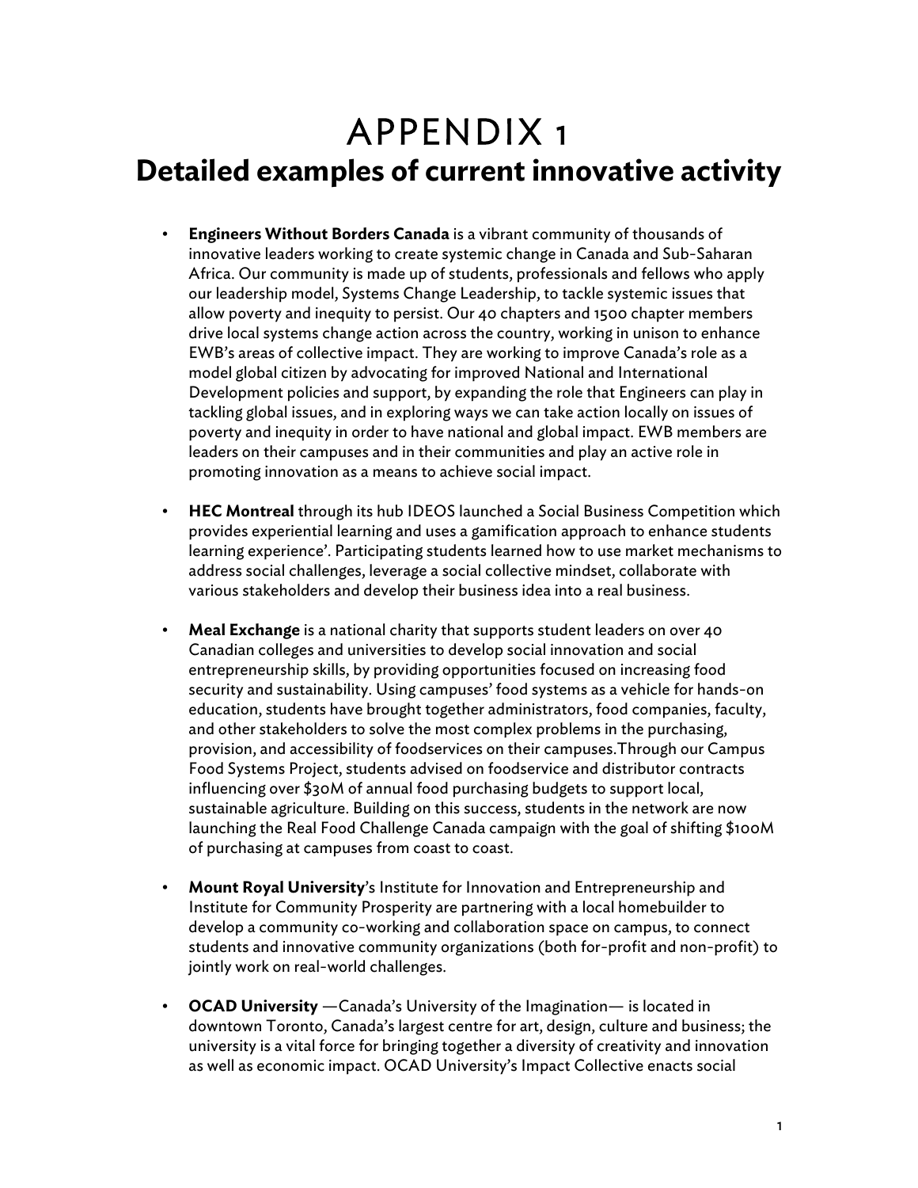# APPENDIX 1

## Detailed examples of current innovative activity

- **Engineers Without Borders Canada** is a vibrant community of thousands of innovative leaders working to create systemic change in Canada and Sub-Saharan Africa. Our community is made up of students, professionals and fellows who apply our leadership model, Systems Change Leadership, to tackle systemic issues that allow poverty and inequity to persist. Our 40 chapters and 1500 chapter members drive local systems change action across the country, working in unison to enhance EWB's areas of collective impact. They are working to improve Canada's role as a model global citizen by advocating for improved National and International Development policies and support, by expanding the role that Engineers can play in tackling global issues, and in exploring ways we can take action locally on issues of poverty and inequity in order to have national and global impact. EWB members are leaders on their campuses and in their communities and play an active role in promoting innovation as a means to achieve social impact.

- **HEC Montreal** through its hub IDEOS launched a Social Business Competition which provides experiential learning and uses a gamification approach to enhance students learning experience'. Participating students learned how to use market mechanisms to address social challenges, leverage a social collective mindset, collaborate with various stakeholders and develop their business idea into a real business.

- **Meal Exchange** is a national charity that supports student leaders on over 40 Canadian colleges and universities to develop social innovation and social entrepreneurship skills, by providing opportunities focused on increasing food security and sustainability. Using campuses' food systems as a vehicle for hands-on education, students have brought together administrators, food companies, faculty, and other stakeholders to solve the most complex problems in the purchasing, provision, and accessibility of foodservices on their campuses.Through our Campus Food Systems Project, students advised on foodservice and distributor contracts influencing over $30M of annual food purchasing budgets to support local, sustainable agriculture. Building on this success, students in the network are now launching the Real Food Challenge Canada campaign with the goal of shifting $100M of purchasing at campuses from coast to coast.

- **Mount Royal University**'s Institute for Innovation and Entrepreneurship and Institute for Community Prosperity are partnering with a local homebuilder to develop a community co-working and collaboration space on campus, to connect students and innovative community organizations (both for-profit and non-profit) to jointly work on real-world challenges.

- **OCAD University** —Canada's University of the Imagination— is located in downtown Toronto, Canada's largest centre for art, design, culture and business; the university is a vital force for bringing together a diversity of creativity and innovation as well as economic impact. OCAD University's Impact Collective enacts social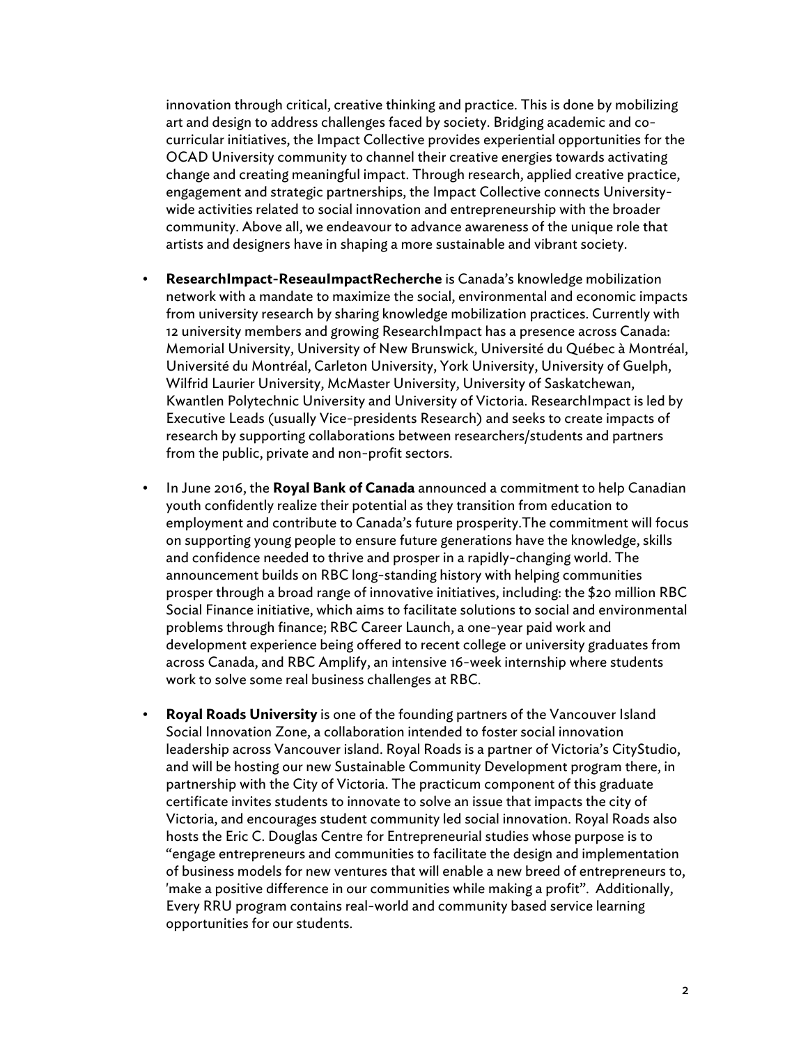innovation through critical, creative thinking and practice. This is done by mobilizing art and design to address challenges faced by society. Bridging academic and co-curricular initiatives, the Impact Collective provides experiential opportunities for the OCAD University community to channel their creative energies towards activating change and creating meaningful impact. Through research, applied creative practice, engagement and strategic partnerships, the Impact Collective connects University-wide activities related to social innovation and entrepreneurship with the broader community. Above all, we endeavour to advance awareness of the unique role that artists and designers have in shaping a more sustainable and vibrant society.

- **ResearchImpact-ReseauImpactRecherche** is Canada's knowledge mobilization network with a mandate to maximize the social, environmental and economic impacts from university research by sharing knowledge mobilization practices. Currently with 12 university members and growing ResearchImpact has a presence across Canada: Memorial University, University of New Brunswick, Université du Québec à Montréal, Université du Montréal, Carleton University, York University, University of Guelph, Wilfrid Laurier University, McMaster University, University of Saskatchewan, Kwantlen Polytechnic University and University of Victoria. ResearchImpact is led by Executive Leads (usually Vice-presidents Research) and seeks to create impacts of research by supporting collaborations between researchers/students and partners from the public, private and non-profit sectors.

- In June 2016, the **Royal Bank of Canada** announced a commitment to help Canadian youth confidently realize their potential as they transition from education to employment and contribute to Canada's future prosperity.The commitment will focus on supporting young people to ensure future generations have the knowledge, skills and confidence needed to thrive and prosper in a rapidly-changing world. The announcement builds on RBC long-standing history with helping communities prosper through a broad range of innovative initiatives, including: the $20 million RBC Social Finance initiative, which aims to facilitate solutions to social and environmental problems through finance; RBC Career Launch, a one-year paid work and development experience being offered to recent college or university graduates from across Canada, and RBC Amplify, an intensive 16-week internship where students work to solve some real business challenges at RBC.

- **Royal Roads University** is one of the founding partners of the Vancouver Island Social Innovation Zone, a collaboration intended to foster social innovation leadership across Vancouver island. Royal Roads is a partner of Victoria's CityStudio, and will be hosting our new Sustainable Community Development program there, in partnership with the City of Victoria. The practicum component of this graduate certificate invites students to innovate to solve an issue that impacts the city of Victoria, and encourages student community led social innovation. Royal Roads also hosts the Eric C. Douglas Centre for Entrepreneurial studies whose purpose is to "engage entrepreneurs and communities to facilitate the design and implementation of business models for new ventures that will enable a new breed of entrepreneurs to, 'make a positive difference in our communities while making a profit". Additionally, Every RRU program contains real-world and community based service learning opportunities for our students.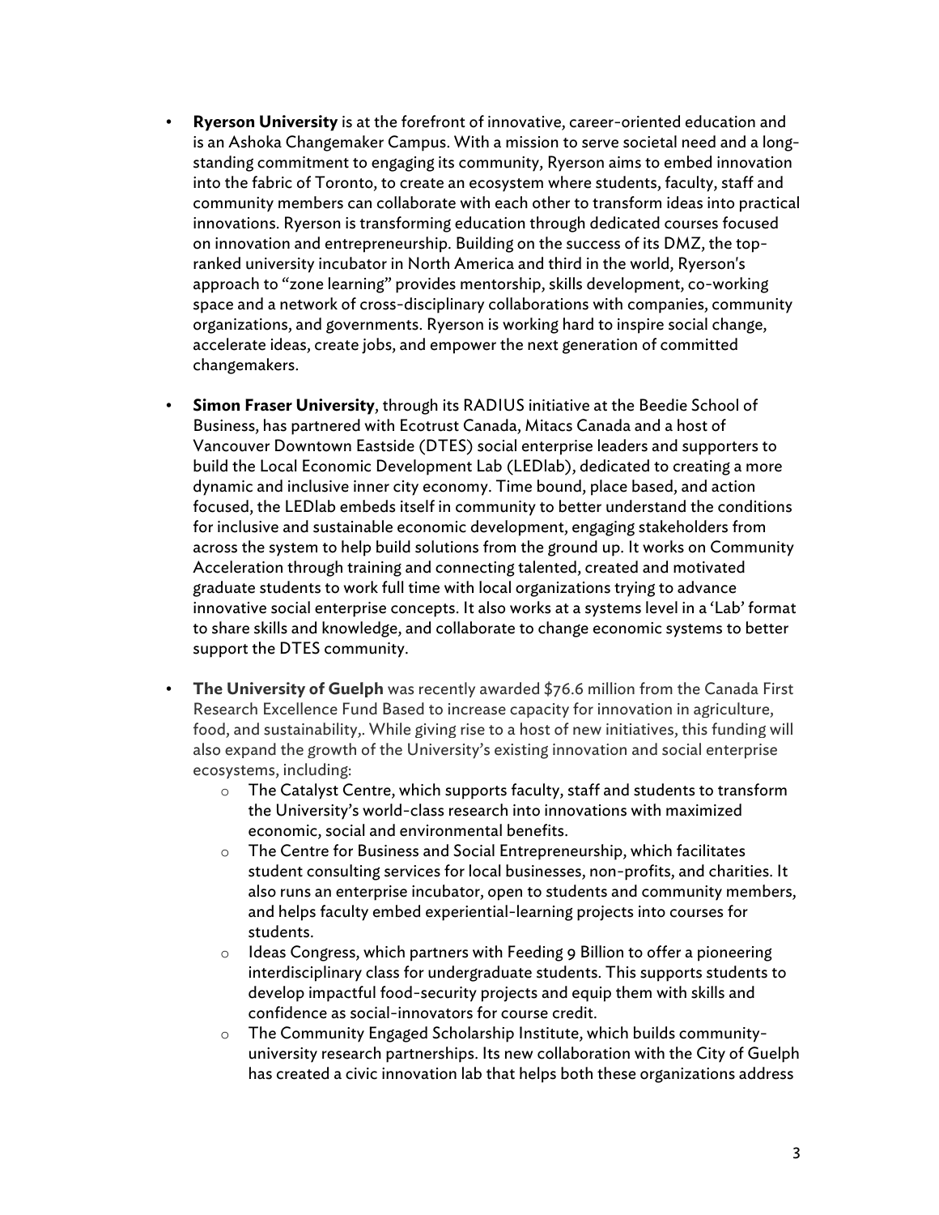- **Ryerson University** is at the forefront of innovative, career-oriented education and is an Ashoka Changemaker Campus. With a mission to serve societal need and a long-standing commitment to engaging its community, Ryerson aims to embed innovation into the fabric of Toronto, to create an ecosystem where students, faculty, staff and community members can collaborate with each other to transform ideas into practical innovations. Ryerson is transforming education through dedicated courses focused on innovation and entrepreneurship. Building on the success of its DMZ, the top-ranked university incubator in North America and third in the world, Ryerson's approach to "zone learning" provides mentorship, skills development, co-working space and a network of cross-disciplinary collaborations with companies, community organizations, and governments. Ryerson is working hard to inspire social change, accelerate ideas, create jobs, and empower the next generation of committed changemakers.

- **Simon Fraser University**, through its RADIUS initiative at the Beedie School of Business, has partnered with Ecotrust Canada, Mitacs Canada and a host of Vancouver Downtown Eastside (DTES) social enterprise leaders and supporters to build the Local Economic Development Lab (LEDlab), dedicated to creating a more dynamic and inclusive inner city economy. Time bound, place based, and action focused, the LEDlab embeds itself in community to better understand the conditions for inclusive and sustainable economic development, engaging stakeholders from across the system to help build solutions from the ground up. It works on Community Acceleration through training and connecting talented, created and motivated graduate students to work full time with local organizations trying to advance innovative social enterprise concepts. It also works at a systems level in a 'Lab' format to share skills and knowledge, and collaborate to change economic systems to better support the DTES community.

- **The University of Guelph** was recently awarded $76.6 million from the Canada First Research Excellence Fund Based to increase capacity for innovation in agriculture, food, and sustainability,. While giving rise to a host of new initiatives, this funding will also expand the growth of the University's existing innovation and social enterprise ecosystems, including:
  - The Catalyst Centre, which supports faculty, staff and students to transform the University's world-class research into innovations with maximized economic, social and environmental benefits.
  - The Centre for Business and Social Entrepreneurship, which facilitates student consulting services for local businesses, non-profits, and charities. It also runs an enterprise incubator, open to students and community members, and helps faculty embed experiential-learning projects into courses for students.
  - Ideas Congress, which partners with Feeding 9 Billion to offer a pioneering interdisciplinary class for undergraduate students. This supports students to develop impactful food-security projects and equip them with skills and confidence as social-innovators for course credit.
  - The Community Engaged Scholarship Institute, which builds community-university research partnerships. Its new collaboration with the City of Guelph has created a civic innovation lab that helps both these organizations address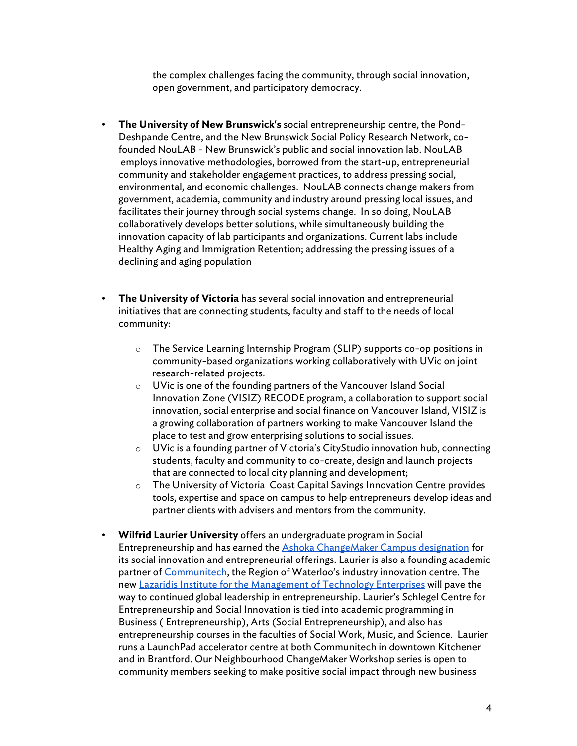the complex challenges facing the community, through social innovation, open government, and participatory democracy.

- **The University of New Brunswick's** social entrepreneurship centre, the Pond-Deshpande Centre, and the New Brunswick Social Policy Research Network, co-founded NouLAB - New Brunswick's public and social innovation lab. NouLAB employs innovative methodologies, borrowed from the start-up, entrepreneurial community and stakeholder engagement practices, to address pressing social, environmental, and economic challenges. NouLAB connects change makers from government, academia, community and industry around pressing local issues, and facilitates their journey through social systems change. In so doing, NouLAB collaboratively develops better solutions, while simultaneously building the innovation capacity of lab participants and organizations. Current labs include Healthy Aging and Immigration Retention; addressing the pressing issues of a declining and aging population

- **The University of Victoria** has several social innovation and entrepreneurial initiatives that are connecting students, faculty and staff to the needs of local community:
  - The Service Learning Internship Program (SLIP) supports co-op positions in community-based organizations working collaboratively with UVic on joint research-related projects.
  - UVic is one of the founding partners of the Vancouver Island Social Innovation Zone (VISIZ) RECODE program, a collaboration to support social innovation, social enterprise and social finance on Vancouver Island, VISIZ is a growing collaboration of partners working to make Vancouver Island the place to test and grow enterprising solutions to social issues.
  - UVic is a founding partner of Victoria's CityStudio innovation hub, connecting students, faculty and community to co-create, design and launch projects that are connected to local city planning and development;
  - The University of Victoria Coast Capital Savings Innovation Centre provides tools, expertise and space on campus to help entrepreneurs develop ideas and partner clients with advisers and mentors from the community.

- **Wilfrid Laurier University** offers an undergraduate program in Social Entrepreneurship and has earned the Ashoka ChangeMaker Campus designation for its social innovation and entrepreneurial offerings. Laurier is also a founding academic partner of Communitech, the Region of Waterloo's industry innovation centre. The new Lazaridis Institute for the Management of Technology Enterprises will pave the way to continued global leadership in entrepreneurship. Laurier's Schlegel Centre for Entrepreneurship and Social Innovation is tied into academic programming in Business ( Entrepreneurship), Arts (Social Entrepreneurship), and also has entrepreneurship courses in the faculties of Social Work, Music, and Science. Laurier runs a LaunchPad accelerator centre at both Communitech in downtown Kitchener and in Brantford. Our Neighbourhood ChangeMaker Workshop series is open to community members seeking to make positive social impact through new business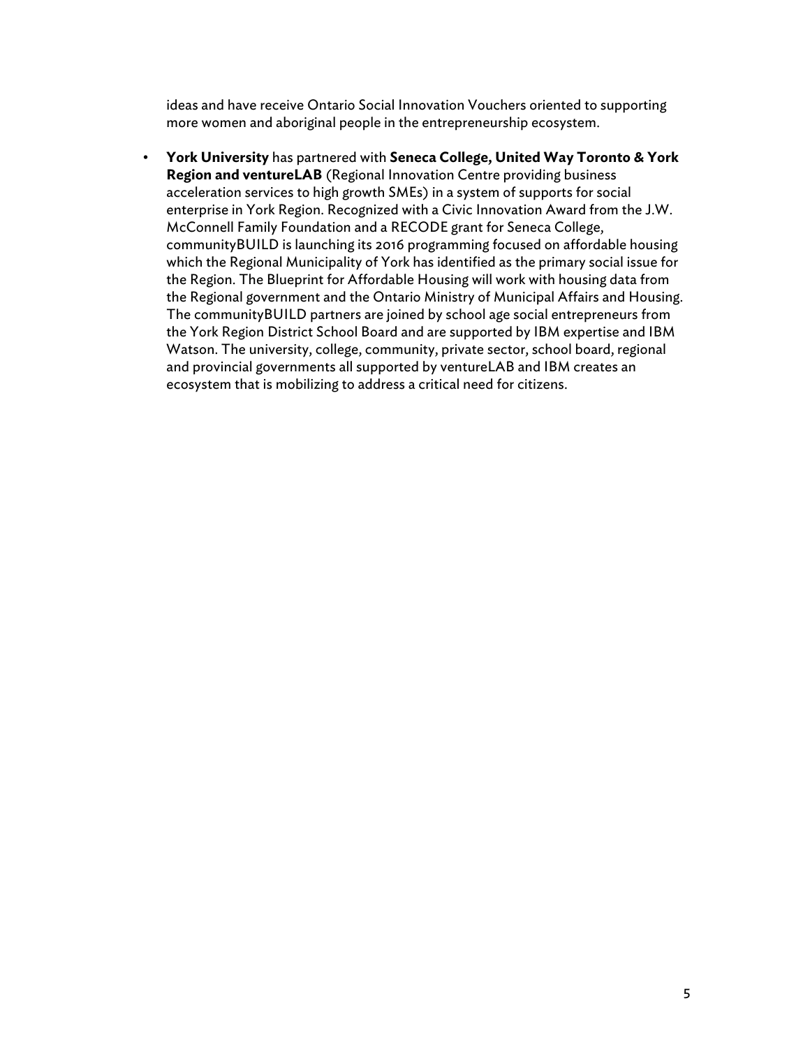ideas and have receive Ontario Social Innovation Vouchers oriented to supporting more women and aboriginal people in the entrepreneurship ecosystem.

- **York University** has partnered with **Seneca College, United Way Toronto & York Region and ventureLAB** (Regional Innovation Centre providing business acceleration services to high growth SMEs) in a system of supports for social enterprise in York Region. Recognized with a Civic Innovation Award from the J.W. McConnell Family Foundation and a RECODE grant for Seneca College, communityBUILD is launching its 2016 programming focused on affordable housing which the Regional Municipality of York has identified as the primary social issue for the Region. The Blueprint for Affordable Housing will work with housing data from the Regional government and the Ontario Ministry of Municipal Affairs and Housing. The communityBUILD partners are joined by school age social entrepreneurs from the York Region District School Board and are supported by IBM expertise and IBM Watson. The university, college, community, private sector, school board, regional and provincial governments all supported by ventureLAB and IBM creates an ecosystem that is mobilizing to address a critical need for citizens.